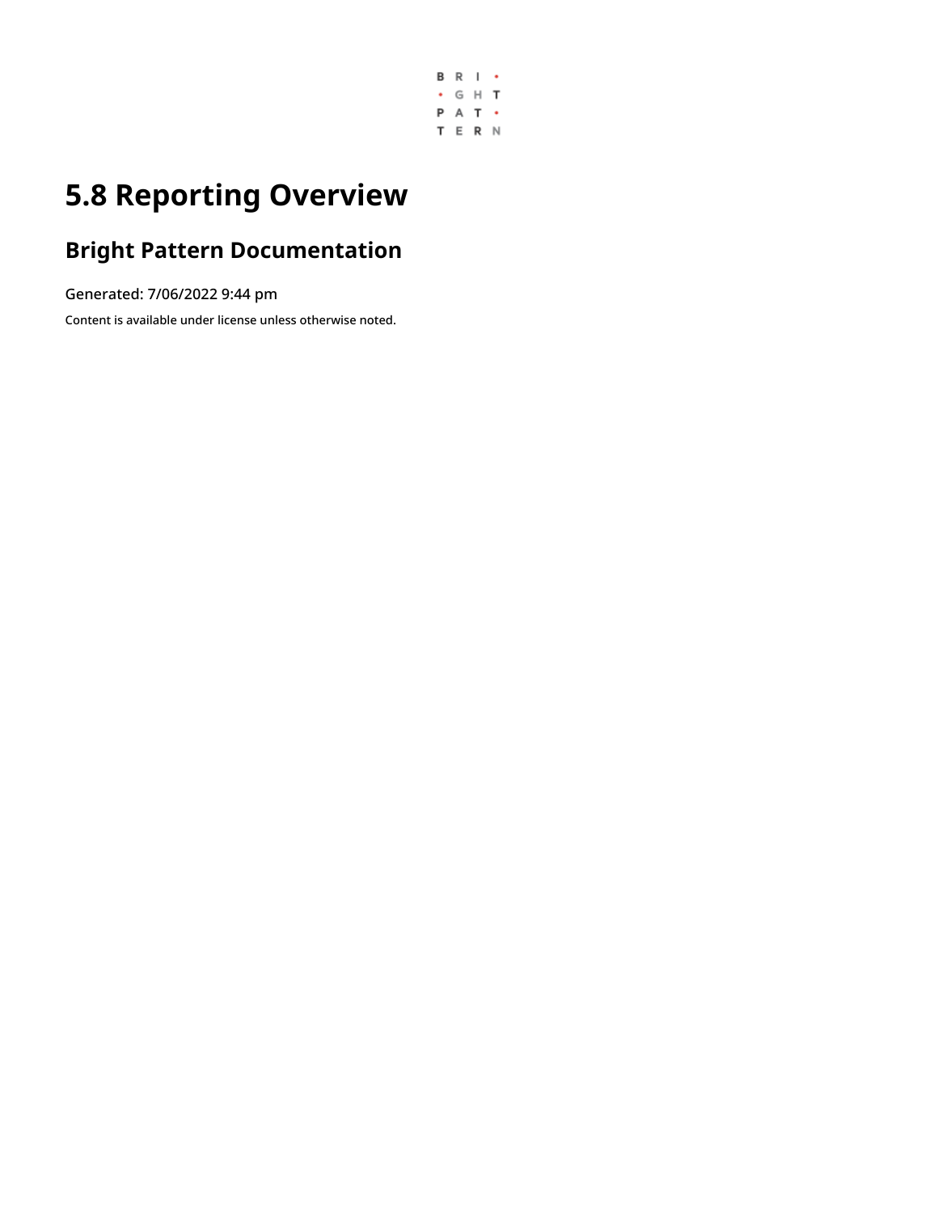# 5.8 Reporting Overview

## Bright Pattern Documentation

Generated: 7/06/2022 9:44 pm

Content is available under license unless otherwise noted.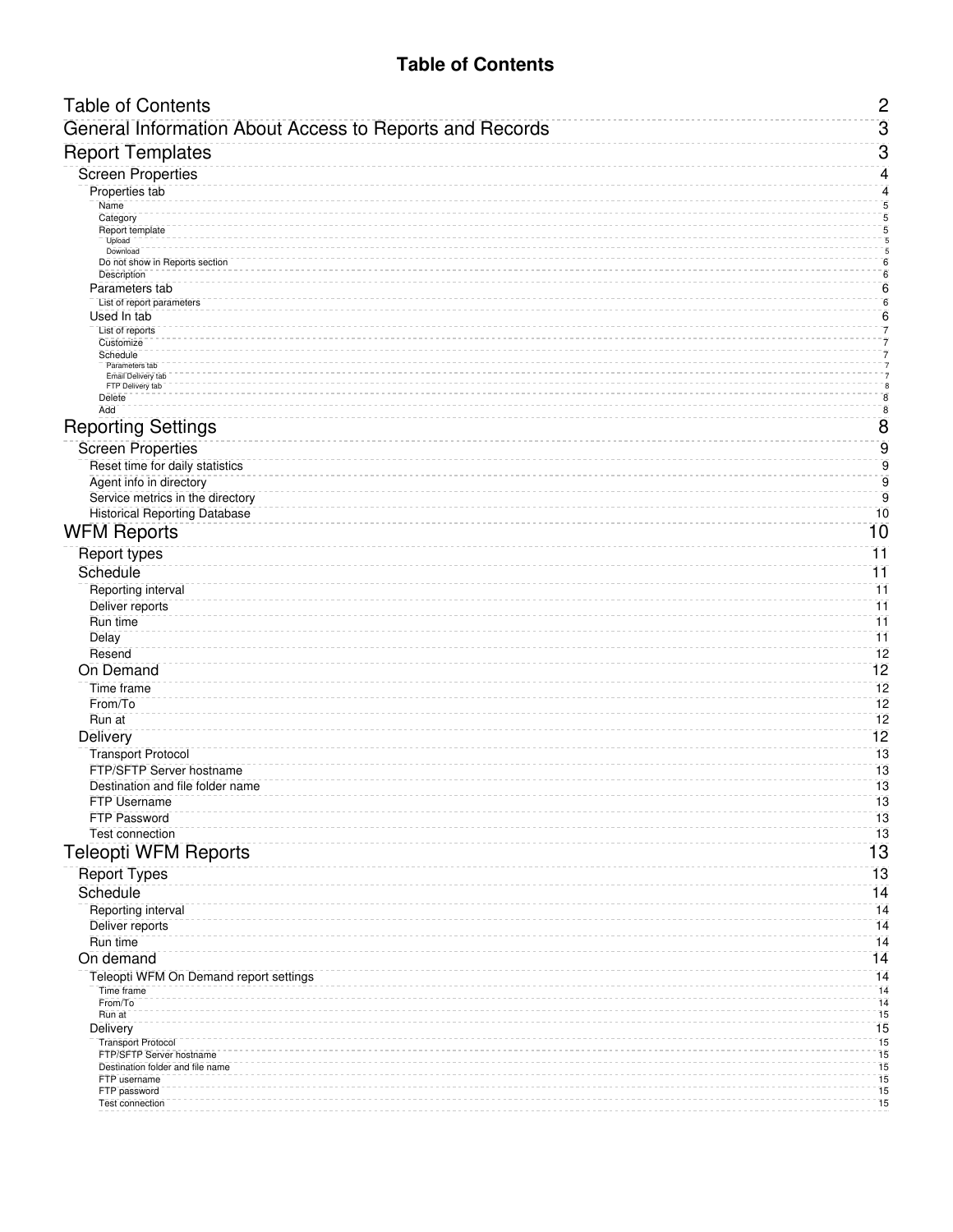# Table of Contents

- Table of Contents 2
- General Information About Access to Reports and Records 3
- Report Templates 3
  - Screen Properties 4
    - Properties tab 4
      - Name 5
      - Category 5
      - Report template 5
        - Upload 5
        - Download 5
      - Do not show in Reports section 6
      - Description 6
    - Parameters tab 6
      - List of report parameters 6
    - Used In tab 6
      - List of reports 7
      - Customize 7
      - Schedule 7
        - Parameters tab 7
        - Email Delivery tab 7
        - FTP Delivery tab 8
      - Delete 8
      - Add 8
- Reporting Settings 8
  - Screen Properties 9
    - Reset time for daily statistics 9
    - Agent info in directory 9
    - Service metrics in the directory 9
    - Historical Reporting Database 10
- WFM Reports 10
  - Report types 11
  - Schedule 11
    - Reporting interval 11
    - Deliver reports 11
    - Run time 11
    - Delay 11
    - Resend 12
  - On Demand 12
    - Time frame 12
    - From/To 12
    - Run at 12
  - Delivery 12
    - Transport Protocol 13
    - FTP/SFTP Server hostname 13
    - Destination and file folder name 13
    - FTP Username 13
    - FTP Password 13
    - Test connection 13
- Teleopti WFM Reports 13
  - Report Types 13
  - Schedule 14
    - Reporting interval 14
    - Deliver reports 14
    - Run time 14
  - On demand 14
    - Teleopti WFM On Demand report settings 14
      - Time frame 14
      - From/To 14
      - Run at 15
    - Delivery 15
      - Transport Protocol 15
      - FTP/SFTP Server hostname 15
      - Destination folder and file name 15
      - FTP username 15
      - FTP password 15
      - Test connection 15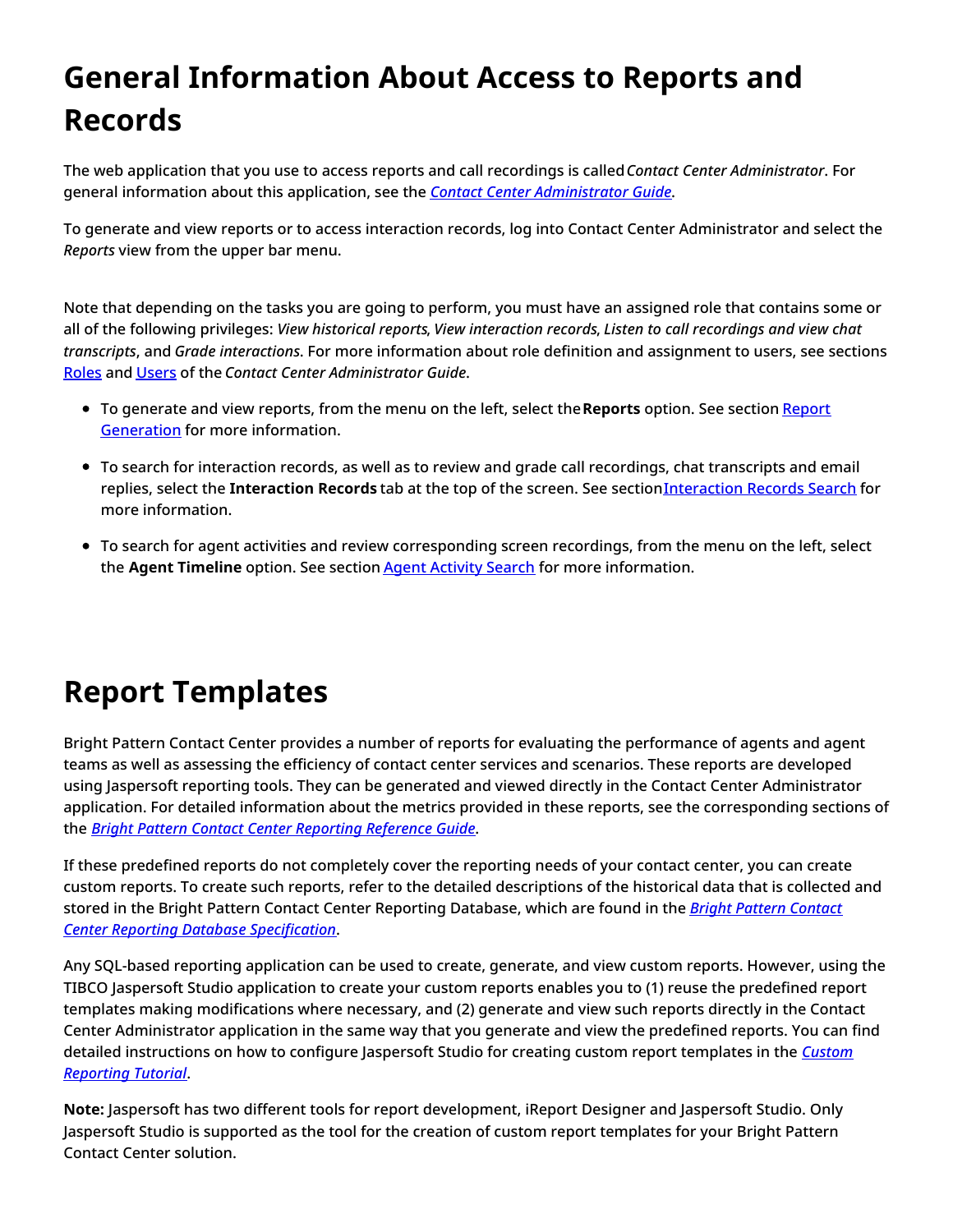# General Information About Access to Reports and Records

The web application that you use to access reports and call recordings is called *Contact Center Administrator*. For general information about this application, see the *[Contact Center Administrator Guide](#)*.

To generate and view reports or to access interaction records, log into Contact Center Administrator and select the *Reports* view from the upper bar menu.

Note that depending on the tasks you are going to perform, you must have an assigned role that contains some or all of the following privileges: *View historical reports*, *View interaction records*, *Listen to call recordings and view chat transcripts*, and *Grade interactions*. For more information about role definition and assignment to users, see sections [Roles](#) and [Users](#) of the *Contact Center Administrator Guide*.

- To generate and view reports, from the menu on the left, select the **Reports** option. See section [Report Generation](#) for more information.
- To search for interaction records, as well as to review and grade call recordings, chat transcripts and email replies, select the **Interaction Records** tab at the top of the screen. See section [Interaction Records Search](#) for more information.
- To search for agent activities and review corresponding screen recordings, from the menu on the left, select the **Agent Timeline** option. See section [Agent Activity Search](#) for more information.

# Report Templates

Bright Pattern Contact Center provides a number of reports for evaluating the performance of agents and agent teams as well as assessing the efficiency of contact center services and scenarios. These reports are developed using Jaspersoft reporting tools. They can be generated and viewed directly in the Contact Center Administrator application. For detailed information about the metrics provided in these reports, see the corresponding sections of the *[Bright Pattern Contact Center Reporting Reference Guide](#)*.

If these predefined reports do not completely cover the reporting needs of your contact center, you can create custom reports. To create such reports, refer to the detailed descriptions of the historical data that is collected and stored in the Bright Pattern Contact Center Reporting Database, which are found in the *[Bright Pattern Contact Center Reporting Database Specification](#)*.

Any SQL-based reporting application can be used to create, generate, and view custom reports. However, using the TIBCO Jaspersoft Studio application to create your custom reports enables you to (1) reuse the predefined report templates making modifications where necessary, and (2) generate and view such reports directly in the Contact Center Administrator application in the same way that you generate and view the predefined reports. You can find detailed instructions on how to configure Jaspersoft Studio for creating custom report templates in the *[Custom Reporting Tutorial](#)*.

**Note:** Jaspersoft has two different tools for report development, iReport Designer and Jaspersoft Studio. Only Jaspersoft Studio is supported as the tool for the creation of custom report templates for your Bright Pattern Contact Center solution.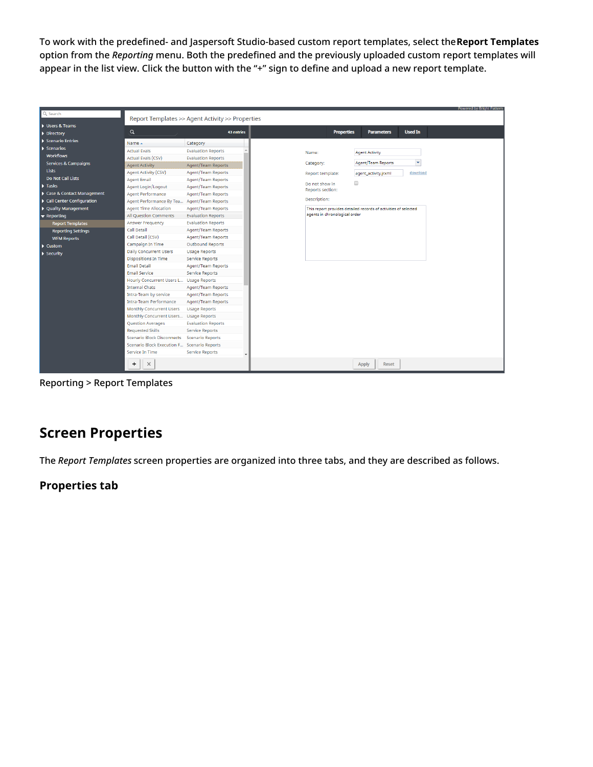To work with the predefined- and Jaspersoft Studio-based custom report templates, select the **Report Templates** option from the *Reporting* menu. Both the predefined and the previously uploaded custom report templates will appear in the list view. Click the button with the "+" sign to define and upload a new report template.

Reporting > Report Templates

## Screen Properties

The *Report Templates* screen properties are organized into three tabs, and they are described as follows.

### Properties tab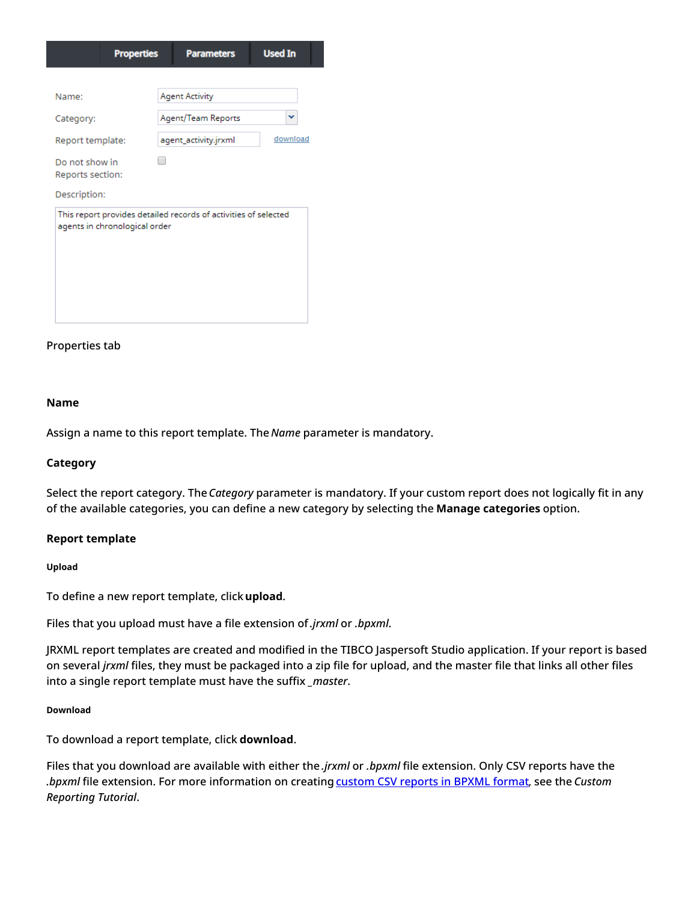Properties tab

### Name

Assign a name to this report template. The *Name* parameter is mandatory.

### Category

Select the report category. The *Category* parameter is mandatory. If your custom report does not logically fit in any of the available categories, you can define a new category by selecting the **Manage categories** option.

### Report template

#### Upload

To define a new report template, click **upload**.

Files that you upload must have a file extension of *.jrxml* or *.bpxml*.

JRXML report templates are created and modified in the TIBCO Jaspersoft Studio application. If your report is based on several *jrxml* files, they must be packaged into a zip file for upload, and the master file that links all other files into a single report template must have the suffix *_master*.

#### Download

To download a report template, click **download**.

Files that you download are available with either the *.jrxml* or *.bpxml* file extension. Only CSV reports have the *.bpxml* file extension. For more information on creating custom CSV reports in BPXML format, see the *Custom Reporting Tutorial*.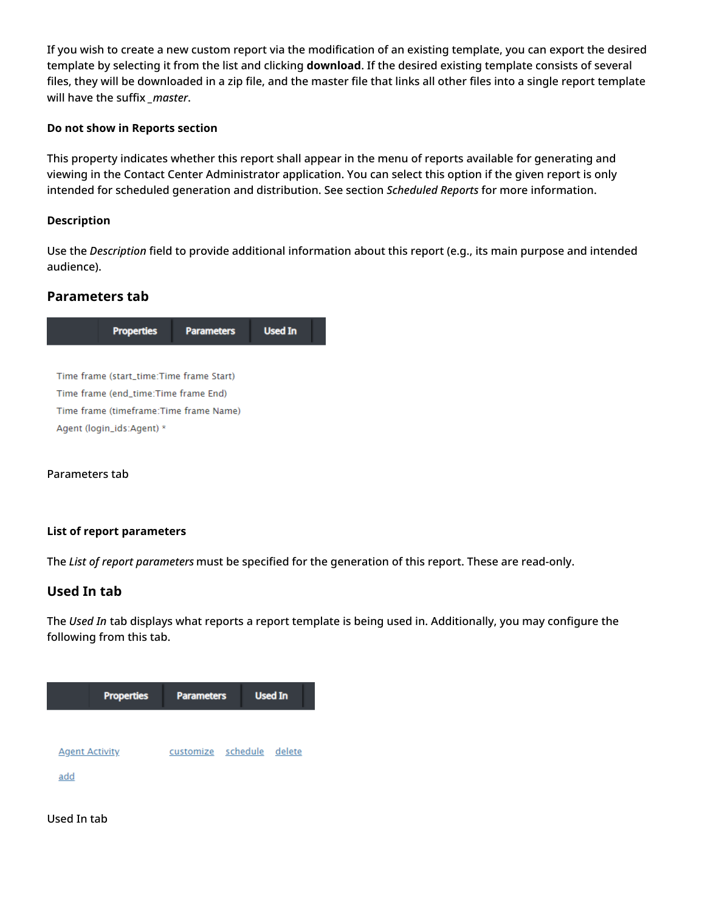If you wish to create a new custom report via the modification of an existing template, you can export the desired template by selecting it from the list and clicking **download**. If the desired existing template consists of several files, they will be downloaded in a zip file, and the master file that links all other files into a single report template will have the suffix *_master*.

#### Do not show in Reports section

This property indicates whether this report shall appear in the menu of reports available for generating and viewing in the Contact Center Administrator application. You can select this option if the given report is only intended for scheduled generation and distribution. See section *Scheduled Reports* for more information.

#### Description

Use the *Description* field to provide additional information about this report (e.g., its main purpose and intended audience).

### Parameters tab

Properties | Parameters | Used In

Time frame (start_time:Time frame Start)
Time frame (end_time:Time frame End)
Time frame (timeframe:Time frame Name)
Agent (login_ids:Agent) *

Parameters tab

#### List of report parameters

The *List of report parameters* must be specified for the generation of this report. These are read-only.

### Used In tab

The *Used In* tab displays what reports a report template is being used in. Additionally, you may configure the following from this tab.

Properties | Parameters | Used In

Agent Activity customize schedule delete
add

Used In tab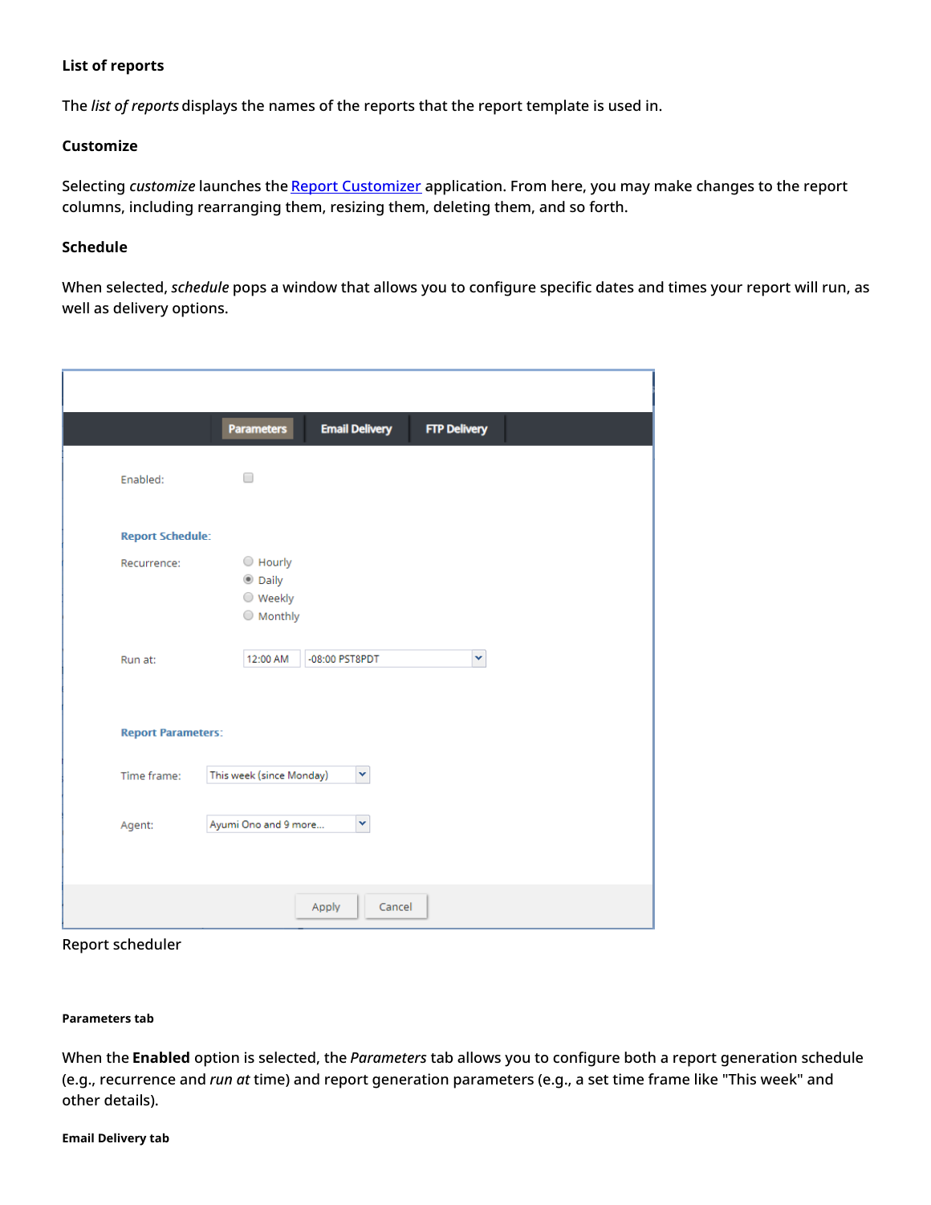#### List of reports

The *list of reports* displays the names of the reports that the report template is used in.

#### Customize

Selecting *customize* launches the [Report Customizer]() application. From here, you may make changes to the report columns, including rearranging them, resizing them, deleting them, and so forth.

#### Schedule

When selected, *schedule* pops a window that allows you to configure specific dates and times your report will run, as well as delivery options.

Report scheduler

##### Parameters tab

When the **Enabled** option is selected, the *Parameters* tab allows you to configure both a report generation schedule (e.g., recurrence and *run at* time) and report generation parameters (e.g., a set time frame like "This week" and other details).

##### Email Delivery tab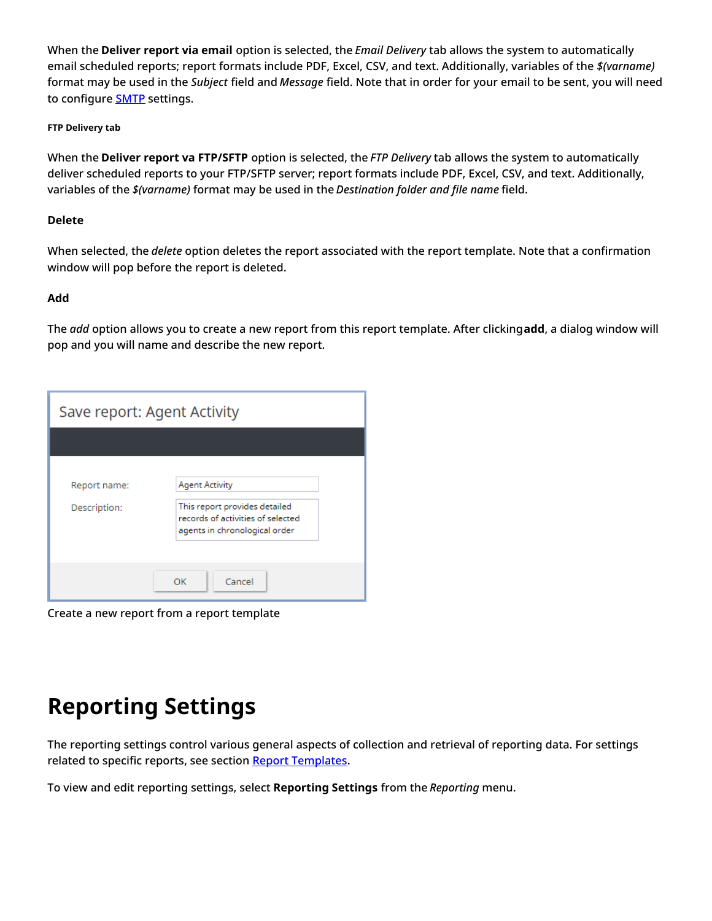When the **Deliver report via email** option is selected, the *Email Delivery* tab allows the system to automatically email scheduled reports; report formats include PDF, Excel, CSV, and text. Additionally, variables of the *$(varname)* format may be used in the *Subject* field and *Message* field. Note that in order for your email to be sent, you will need to configure SMTP settings.

##### FTP Delivery tab

When the **Deliver report va FTP/SFTP** option is selected, the *FTP Delivery* tab allows the system to automatically deliver scheduled reports to your FTP/SFTP server; report formats include PDF, Excel, CSV, and text. Additionally, variables of the *$(varname)* format may be used in the *Destination folder and file name* field.

#### Delete

When selected, the *delete* option deletes the report associated with the report template. Note that a confirmation window will pop before the report is deleted.

#### Add

The *add* option allows you to create a new report from this report template. After clicking **add**, a dialog window will pop and you will name and describe the new report.

Create a new report from a report template

# Reporting Settings

The reporting settings control various general aspects of collection and retrieval of reporting data. For settings related to specific reports, see section Report Templates.

To view and edit reporting settings, select **Reporting Settings** from the *Reporting* menu.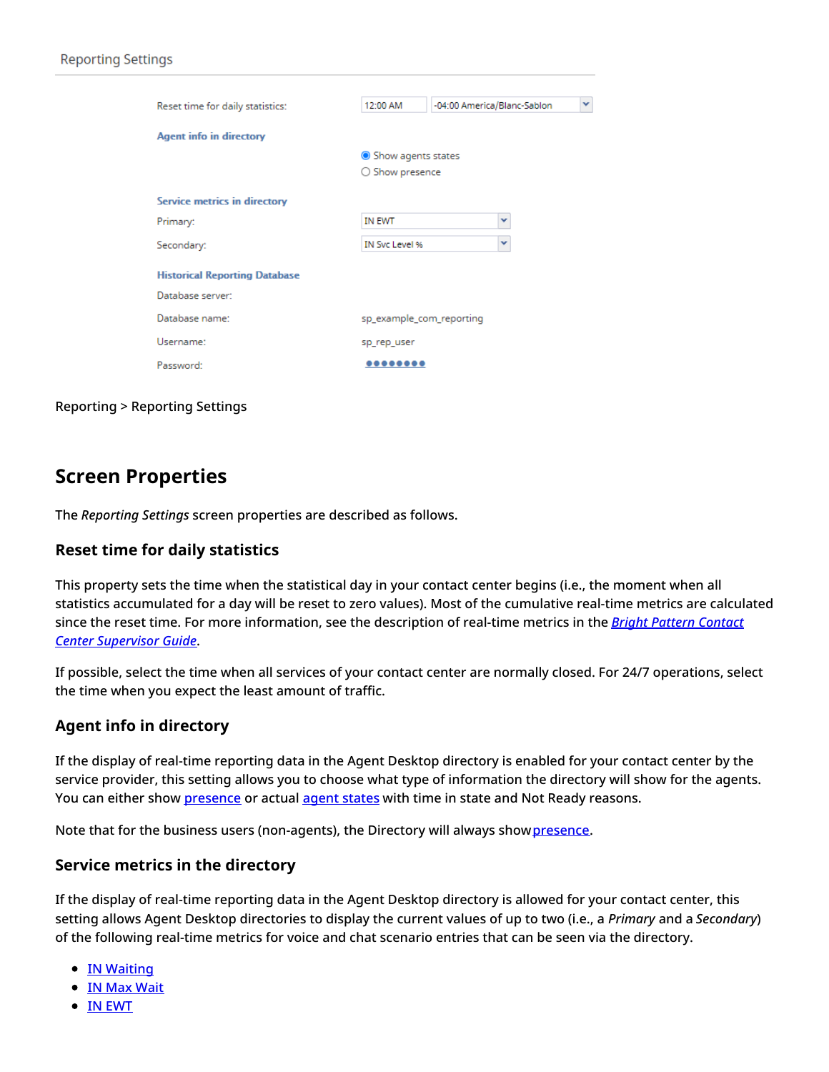Reporting Settings

| | |
|---|---|
| Reset time for daily statistics: | 12:00 AM -04:00 America/Blanc-Sablon |
| **Agent info in directory** | |
| | Show agents states |
| | Show presence |
| **Service metrics in directory** | |
| Primary: | IN EWT |
| Secondary: | IN Svc Level % |
| **Historical Reporting Database** | |
| Database server: | |
| Database name: | sp_example_com_reporting |
| Username: | sp_rep_user |
| Password: | •••••••• |

Reporting > Reporting Settings

## Screen Properties

The *Reporting Settings* screen properties are described as follows.

### Reset time for daily statistics

This property sets the time when the statistical day in your contact center begins (i.e., the moment when all statistics accumulated for a day will be reset to zero values). Most of the cumulative real-time metrics are calculated since the reset time. For more information, see the description of real-time metrics in the *Bright Pattern Contact Center Supervisor Guide*.

If possible, select the time when all services of your contact center are normally closed. For 24/7 operations, select the time when you expect the least amount of traffic.

### Agent info in directory

If the display of real-time reporting data in the Agent Desktop directory is enabled for your contact center by the service provider, this setting allows you to choose what type of information the directory will show for the agents. You can either show presence or actual agent states with time in state and Not Ready reasons.

Note that for the business users (non-agents), the Directory will always show presence.

### Service metrics in the directory

If the display of real-time reporting data in the Agent Desktop directory is allowed for your contact center, this setting allows Agent Desktop directories to display the current values of up to two (i.e., a *Primary* and a *Secondary*) of the following real-time metrics for voice and chat scenario entries that can be seen via the directory.

- IN Waiting
- IN Max Wait
- IN EWT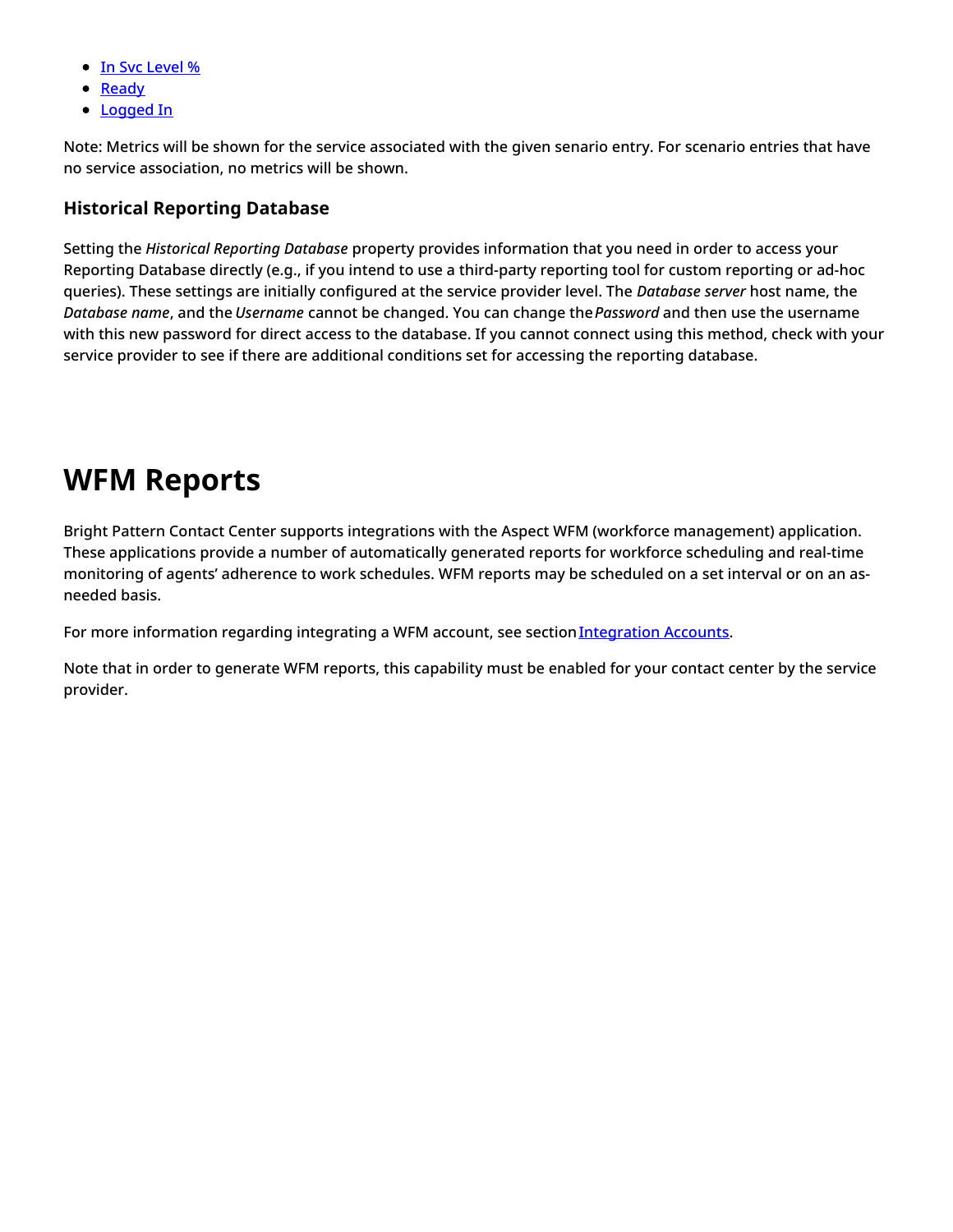- In Svc Level %
- Ready
- Logged In

Note: Metrics will be shown for the service associated with the given senario entry. For scenario entries that have no service association, no metrics will be shown.

### Historical Reporting Database

Setting the *Historical Reporting Database* property provides information that you need in order to access your Reporting Database directly (e.g., if you intend to use a third-party reporting tool for custom reporting or ad-hoc queries). These settings are initially configured at the service provider level. The *Database server* host name, the *Database name*, and the *Username* cannot be changed. You can change the *Password* and then use the username with this new password for direct access to the database. If you cannot connect using this method, check with your service provider to see if there are additional conditions set for accessing the reporting database.

# WFM Reports

Bright Pattern Contact Center supports integrations with the Aspect WFM (workforce management) application. These applications provide a number of automatically generated reports for workforce scheduling and real-time monitoring of agents' adherence to work schedules. WFM reports may be scheduled on a set interval or on an as-needed basis.

For more information regarding integrating a WFM account, see section Integration Accounts.

Note that in order to generate WFM reports, this capability must be enabled for your contact center by the service provider.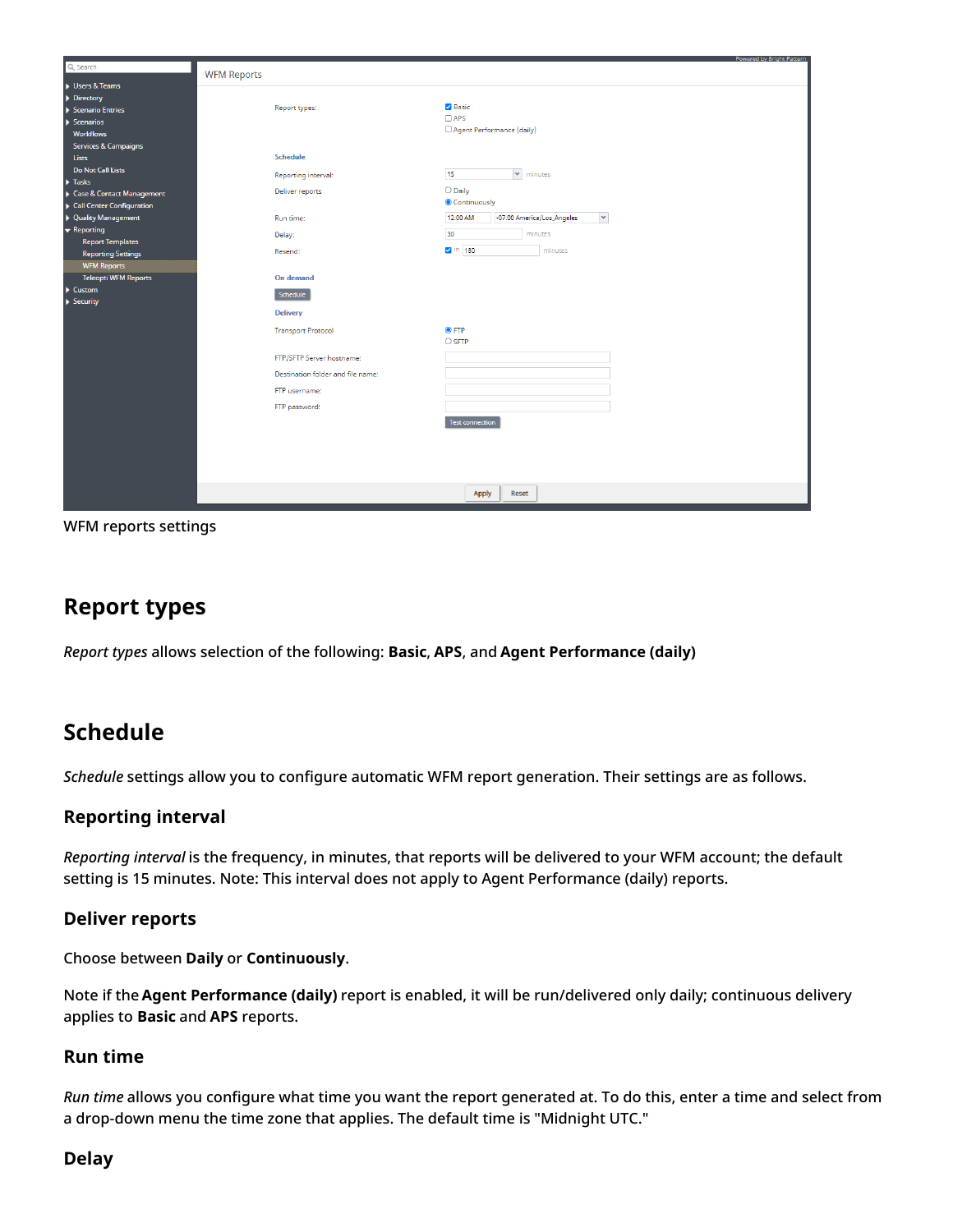WFM reports settings

## Report types

*Report types* allows selection of the following: **Basic**, **APS**, and **Agent Performance (daily)**

## Schedule

*Schedule* settings allow you to configure automatic WFM report generation. Their settings are as follows.

### Reporting interval

*Reporting interval* is the frequency, in minutes, that reports will be delivered to your WFM account; the default setting is 15 minutes. Note: This interval does not apply to Agent Performance (daily) reports.

### Deliver reports

Choose between **Daily** or **Continuously**.

Note if the **Agent Performance (daily)** report is enabled, it will be run/delivered only daily; continuous delivery applies to **Basic** and **APS** reports.

### Run time

*Run time* allows you configure what time you want the report generated at. To do this, enter a time and select from a drop-down menu the time zone that applies. The default time is "Midnight UTC."

### Delay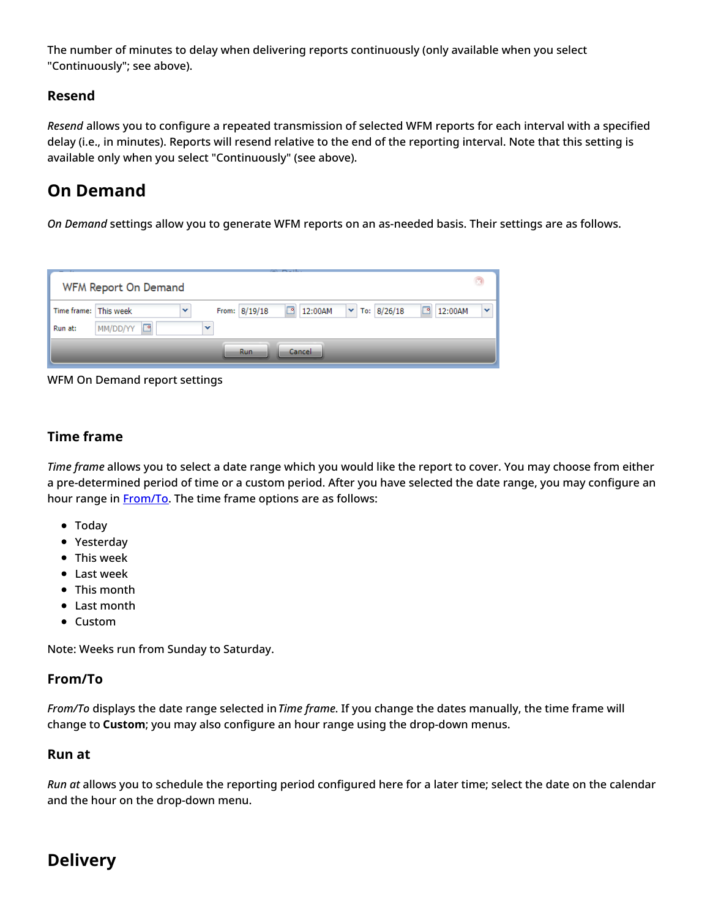The number of minutes to delay when delivering reports continuously (only available when you select "Continuously"; see above).

### Resend

*Resend* allows you to configure a repeated transmission of selected WFM reports for each interval with a specified delay (i.e., in minutes). Reports will resend relative to the end of the reporting interval. Note that this setting is available only when you select "Continuously" (see above).

## On Demand

*On Demand* settings allow you to generate WFM reports on an as-needed basis. Their settings are as follows.

WFM On Demand report settings

### Time frame

*Time frame* allows you to select a date range which you would like the report to cover. You may choose from either a pre-determined period of time or a custom period. After you have selected the date range, you may configure an hour range in From/To. The time frame options are as follows:

- Today
- Yesterday
- This week
- Last week
- This month
- Last month
- Custom

Note: Weeks run from Sunday to Saturday.

### From/To

*From/To* displays the date range selected in *Time frame*. If you change the dates manually, the time frame will change to **Custom**; you may also configure an hour range using the drop-down menus.

### Run at

*Run at* allows you to schedule the reporting period configured here for a later time; select the date on the calendar and the hour on the drop-down menu.

## Delivery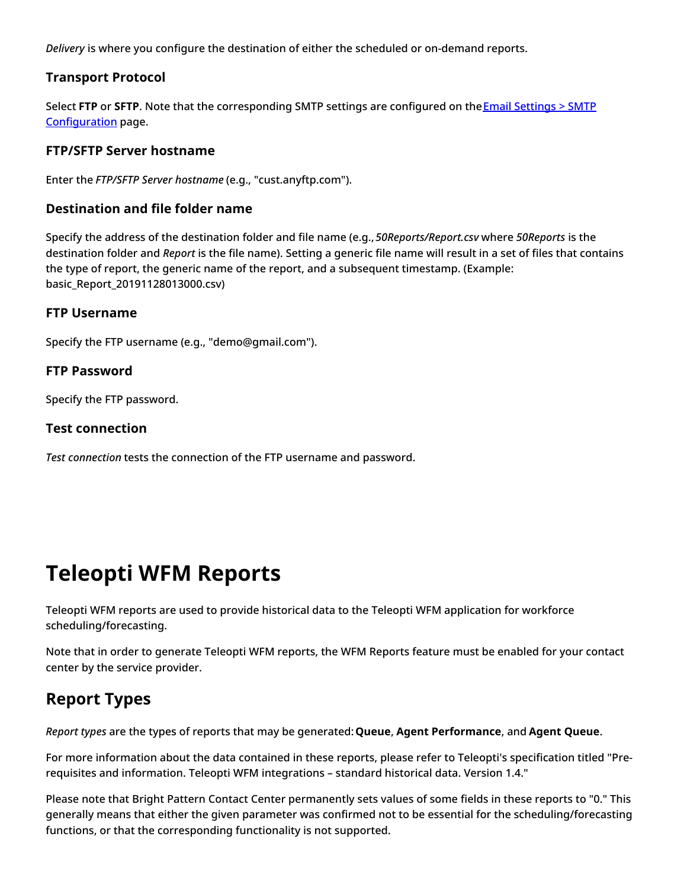*Delivery* is where you configure the destination of either the scheduled or on-demand reports.

### Transport Protocol

Select **FTP** or **SFTP**. Note that the corresponding SMTP settings are configured on the [Email Settings > SMTP Configuration](#) page.

### FTP/SFTP Server hostname

Enter the *FTP/SFTP Server hostname* (e.g., "cust.anyftp.com").

### Destination and file folder name

Specify the address of the destination folder and file name (e.g., *50Reports/Report.csv* where *50Reports* is the destination folder and *Report* is the file name). Setting a generic file name will result in a set of files that contains the type of report, the generic name of the report, and a subsequent timestamp. (Example: basic_Report_20191128013000.csv)

### FTP Username

Specify the FTP username (e.g., "demo@gmail.com").

### FTP Password

Specify the FTP password.

### Test connection

*Test connection* tests the connection of the FTP username and password.

# Teleopti WFM Reports

Teleopti WFM reports are used to provide historical data to the Teleopti WFM application for workforce scheduling/forecasting.

Note that in order to generate Teleopti WFM reports, the WFM Reports feature must be enabled for your contact center by the service provider.

## Report Types

*Report types* are the types of reports that may be generated: **Queue**, **Agent Performance**, and **Agent Queue**.

For more information about the data contained in these reports, please refer to Teleopti's specification titled "Pre-requisites and information. Teleopti WFM integrations – standard historical data. Version 1.4."

Please note that Bright Pattern Contact Center permanently sets values of some fields in these reports to "0." This generally means that either the given parameter was confirmed not to be essential for the scheduling/forecasting functions, or that the corresponding functionality is not supported.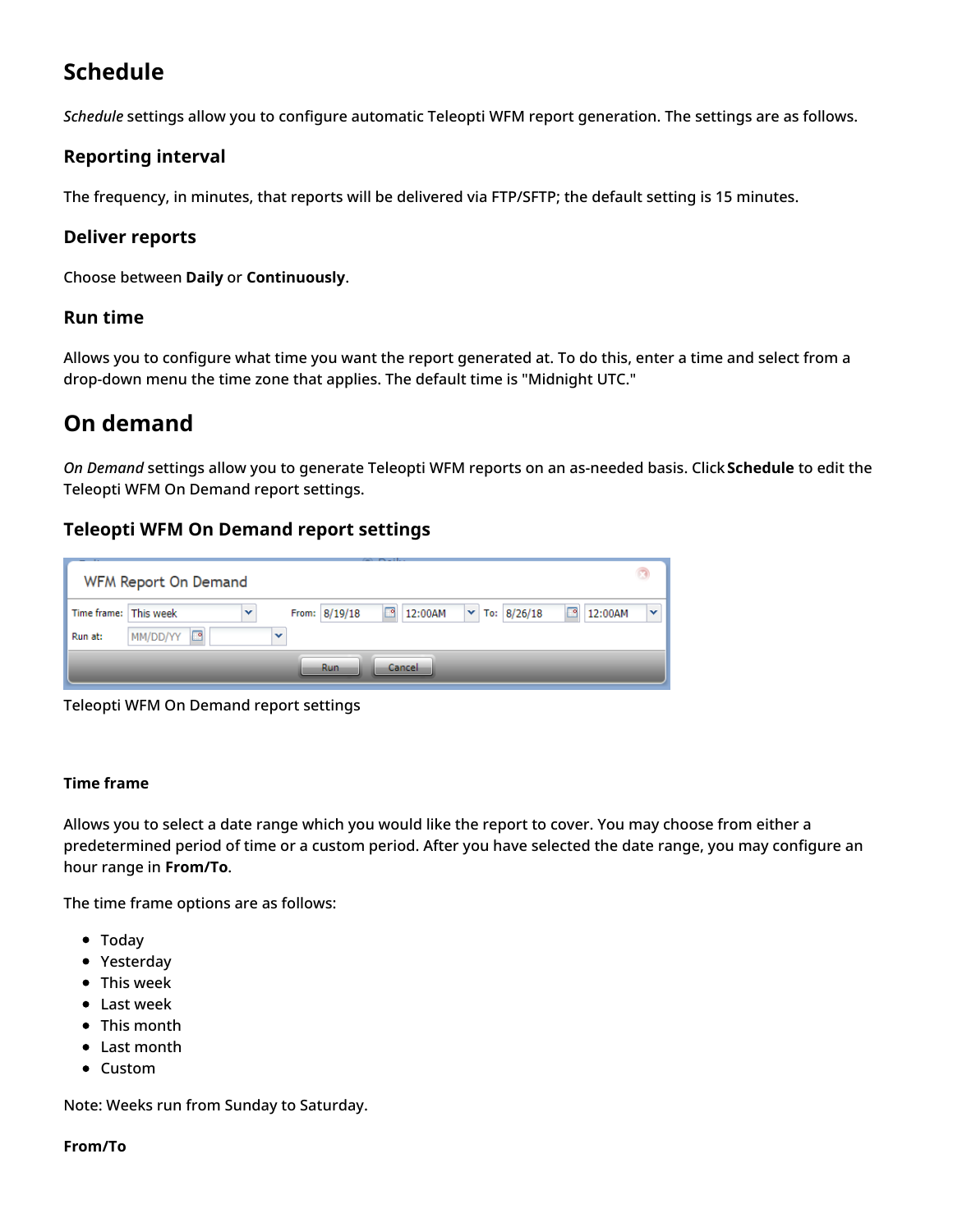## Schedule

*Schedule* settings allow you to configure automatic Teleopti WFM report generation. The settings are as follows.

### Reporting interval

The frequency, in minutes, that reports will be delivered via FTP/SFTP; the default setting is 15 minutes.

### Deliver reports

Choose between **Daily** or **Continuously**.

### Run time

Allows you to configure what time you want the report generated at. To do this, enter a time and select from a drop-down menu the time zone that applies. The default time is "Midnight UTC."

## On demand

*On Demand* settings allow you to generate Teleopti WFM reports on an as-needed basis. Click **Schedule** to edit the Teleopti WFM On Demand report settings.

### Teleopti WFM On Demand report settings

Teleopti WFM On Demand report settings

#### Time frame

Allows you to select a date range which you would like the report to cover. You may choose from either a predetermined period of time or a custom period. After you have selected the date range, you may configure an hour range in **From/To**.

The time frame options are as follows:

- Today
- Yesterday
- This week
- Last week
- This month
- Last month
- Custom

Note: Weeks run from Sunday to Saturday.

#### From/To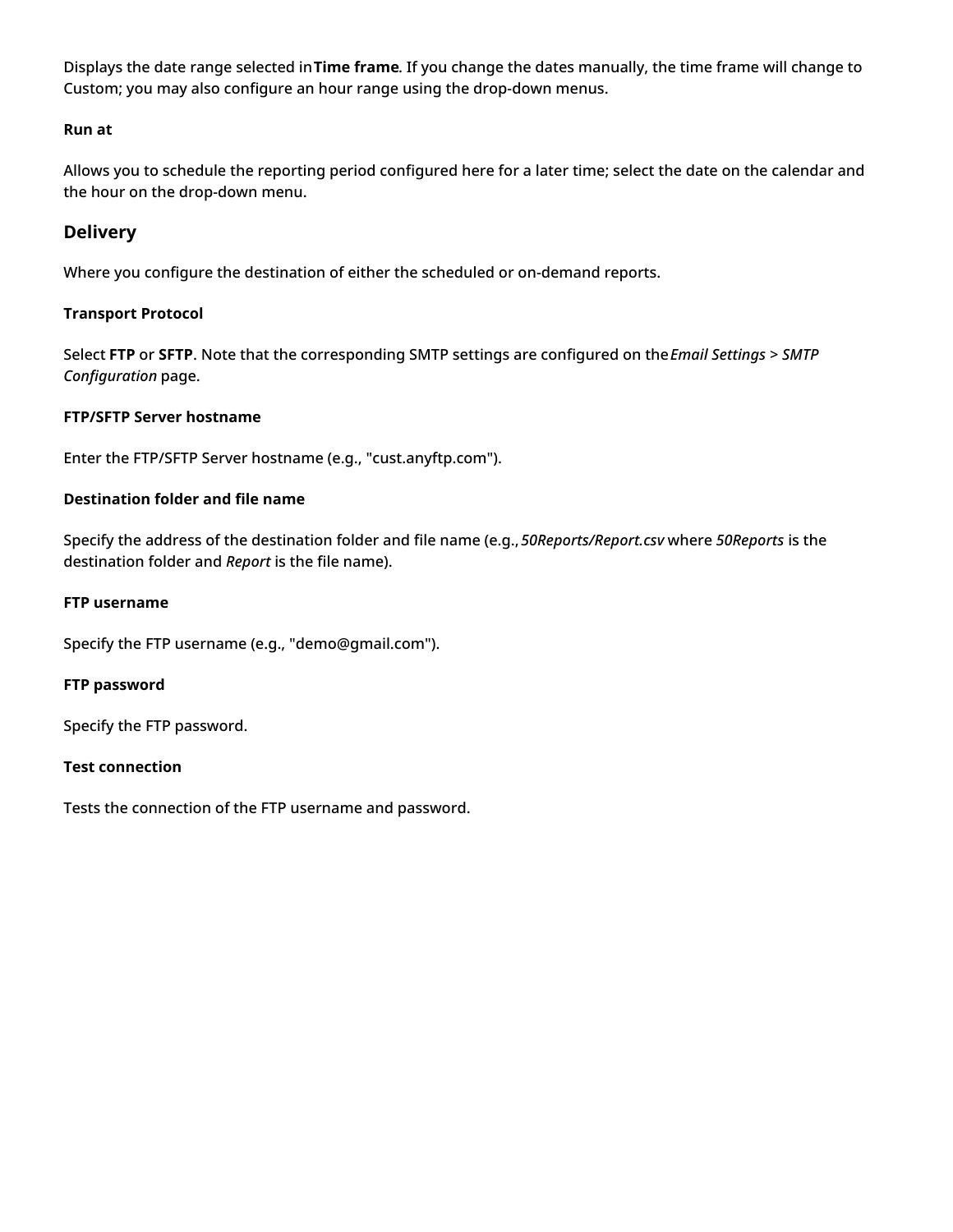Displays the date range selected in **Time frame**. If you change the dates manually, the time frame will change to Custom; you may also configure an hour range using the drop-down menus.

**Run at**

Allows you to schedule the reporting period configured here for a later time; select the date on the calendar and the hour on the drop-down menu.

## Delivery

Where you configure the destination of either the scheduled or on-demand reports.

**Transport Protocol**

Select **FTP** or **SFTP**. Note that the corresponding SMTP settings are configured on the *Email Settings > SMTP Configuration* page.

**FTP/SFTP Server hostname**

Enter the FTP/SFTP Server hostname (e.g., "cust.anyftp.com").

**Destination folder and file name**

Specify the address of the destination folder and file name (e.g., *50Reports/Report.csv* where *50Reports* is the destination folder and *Report* is the file name).

**FTP username**

Specify the FTP username (e.g., "demo@gmail.com").

**FTP password**

Specify the FTP password.

**Test connection**

Tests the connection of the FTP username and password.